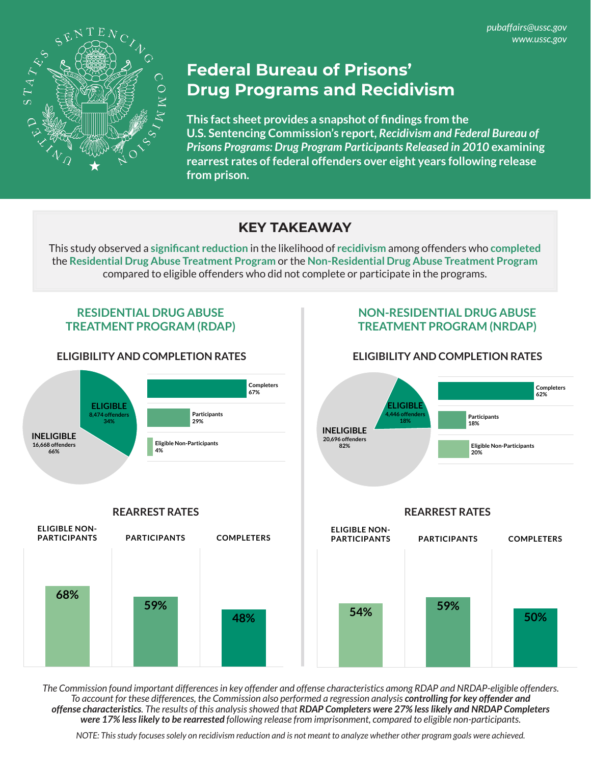pubaffairs@ussc.gov
www.ussc.gov

# Federal Bureau of Prisons' Drug Programs and Recidivism

**This fact sheet provides a snapshot of findings from the U.S. Sentencing Commission's report, *Recidivism and Federal Bureau of Prisons Programs: Drug Program Participants Released in 2010* examining rearrest rates of federal offenders over eight years following release from prison.**

## KEY TAKEAWAY

This study observed a **significant reduction** in the likelihood of **recidivism** among offenders who **completed** the **Residential Drug Abuse Treatment Program** or the **Non-Residential Drug Abuse Treatment Program** compared to eligible offenders who did not complete or participate in the programs.

## RESIDENTIAL DRUG ABUSE TREATMENT PROGRAM (RDAP)

### ELIGIBILITY AND COMPLETION RATES

- **ELIGIBLE**: 8,474 offenders, 34%
- **INELIGIBLE**: 16,668 offenders, 66%

| Category | Rate |
|---|---|
| Completers | 67% |
| Participants | 29% |
| Eligible Non-Participants | 4% |

### REARREST RATES

| Eligible Non-Participants | Participants | Completers |
|---|---|---|
| 68% | 59% | 48% |

## NON-RESIDENTIAL DRUG ABUSE TREATMENT PROGRAM (NRDAP)

### ELIGIBILITY AND COMPLETION RATES

- **ELIGIBLE**: 4,446 offenders, 18%
- **INELIGIBLE**: 20,696 offenders, 82%

| Category | Rate |
|---|---|
| Completers | 62% |
| Participants | 18% |
| Eligible Non-Participants | 20% |

### REARREST RATES

| Eligible Non-Participants | Participants | Completers |
|---|---|---|
| 54% | 59% | 50% |

*The Commission found important differences in key offender and offense characteristics among RDAP and NRDAP-eligible offenders. To account for these differences, the Commission also performed a regression analysis **controlling for key offender and offense characteristics**. The results of this analysis showed that **RDAP Completers were 27% less likely and NRDAP Completers were 17% less likely to be rearrested** following release from imprisonment, compared to eligible non-participants.*

*NOTE: This study focuses solely on recidivism reduction and is not meant to analyze whether other program goals were achieved.*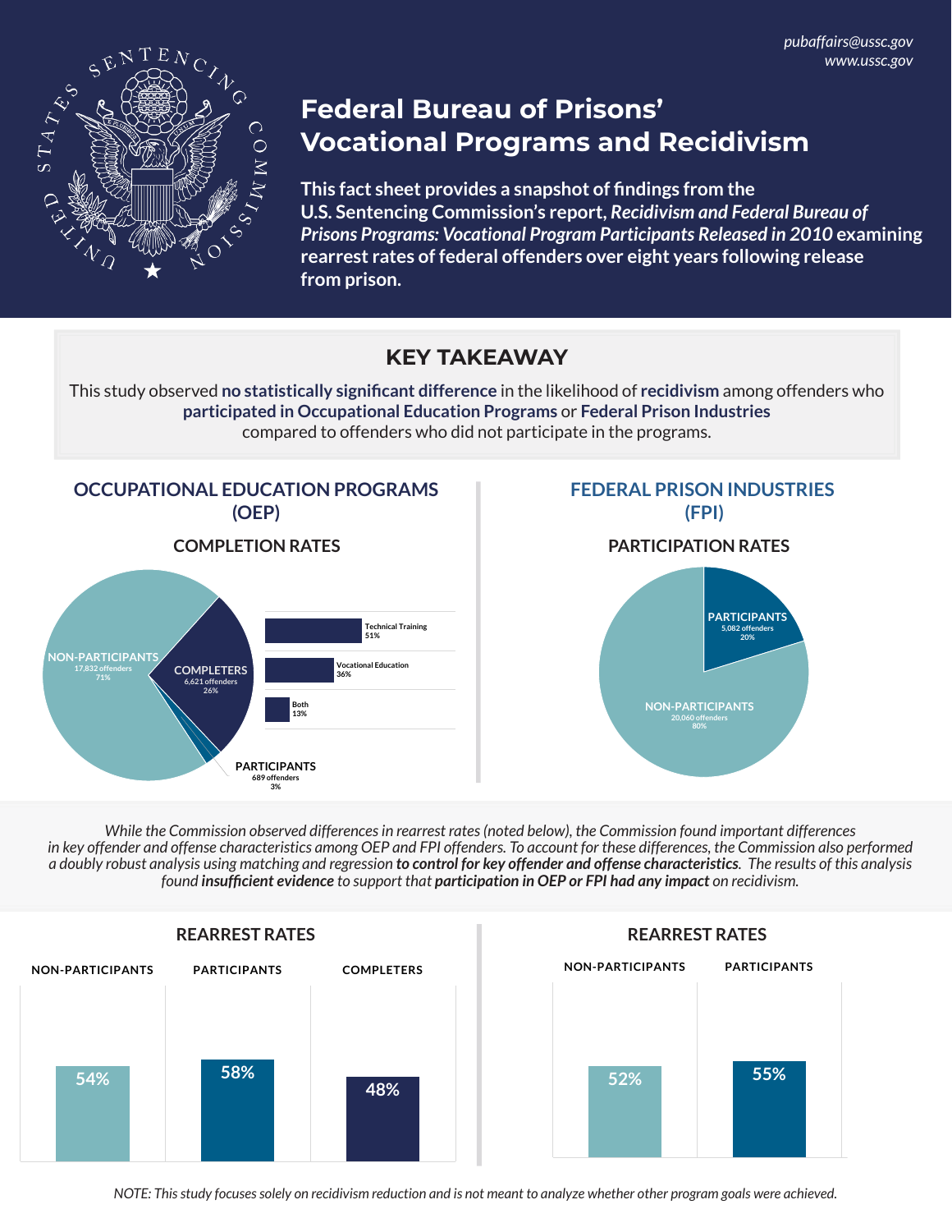pubaffairs@ussc.gov
www.ussc.gov

# Federal Bureau of Prisons' Vocational Programs and Recidivism

**This fact sheet provides a snapshot of findings from the U.S. Sentencing Commission's report, *Recidivism and Federal Bureau of Prisons Programs: Vocational Program Participants Released in 2010* examining rearrest rates of federal offenders over eight years following release from prison.**

## KEY TAKEAWAY

This study observed **no statistically significant difference** in the likelihood of **recidivism** among offenders who **participated in Occupational Education Programs** or **Federal Prison Industries** compared to offenders who did not participate in the programs.

## OCCUPATIONAL EDUCATION PROGRAMS (OEP)

### COMPLETION RATES

NON-PARTICIPANTS
17,832 offenders
71%

COMPLETERS
6,621 offenders
26%

PARTICIPANTS
689 offenders
3%

Technical Training
51%

Vocational Education
36%

Both
13%

## FEDERAL PRISON INDUSTRIES (FPI)

### PARTICIPATION RATES

PARTICIPANTS
5,082 offenders
20%

NON-PARTICIPANTS
20,060 offenders
80%

*While the Commission observed differences in rearrest rates (noted below), the Commission found important differences in key offender and offense characteristics among OEP and FPI offenders. To account for these differences, the Commission also performed a doubly robust analysis using matching and regression* ***to control for key offender and offense characteristics****. The results of this analysis found* ***insufficient evidence*** *to support that* ***participation in OEP or FPI had any impact*** *on recidivism.*

### REARREST RATES

NON-PARTICIPANTS
54%

PARTICIPANTS
58%

COMPLETERS
48%

### REARREST RATES

NON-PARTICIPANTS
52%

PARTICIPANTS
55%

*NOTE: This study focuses solely on recidivism reduction and is not meant to analyze whether other program goals were achieved.*